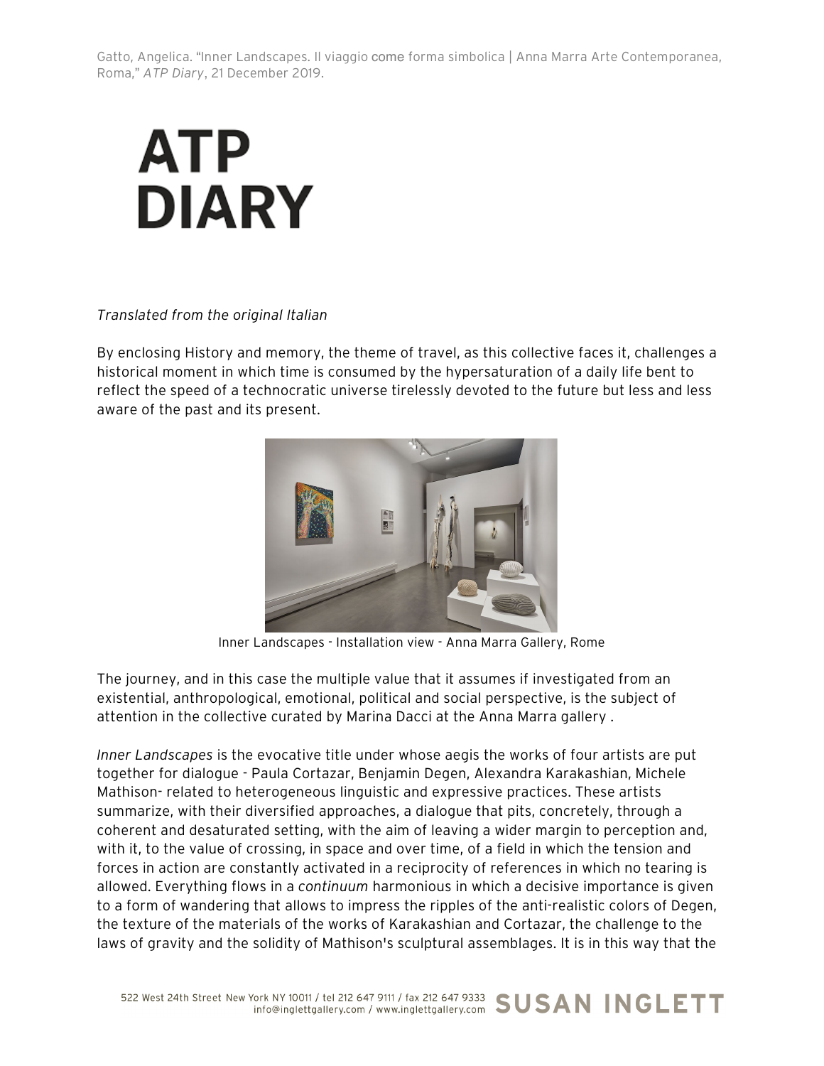Gatto, Angelica. "Inner Landscapes. Il viaggio come forma simbolica | Anna Marra Arte Contemporanea, Roma," *ATP Diary*, 21 December 2019.

# ATP DIARY

*Translated from the original Italian*

By enclosing History and memory, the theme of travel, as this collective faces it, challenges a historical moment in which time is consumed by the hypersaturation of a daily life bent to reflect the speed of a technocratic universe tirelessly devoted to the future but less and less aware of the past and its present.

Inner Landscapes - Installation view - Anna Marra Gallery, Rome

The journey, and in this case the multiple value that it assumes if investigated from an existential, anthropological, emotional, political and social perspective, is the subject of attention in the collective curated by Marina Dacci at the Anna Marra gallery .

*Inner Landscapes* is the evocative title under whose aegis the works of four artists are put together for dialogue - Paula Cortazar, Benjamin Degen, Alexandra Karakashian, Michele Mathison- related to heterogeneous linguistic and expressive practices. These artists summarize, with their diversified approaches, a dialogue that pits, concretely, through a coherent and desaturated setting, with the aim of leaving a wider margin to perception and, with it, to the value of crossing, in space and over time, of a field in which the tension and forces in action are constantly activated in a reciprocity of references in which no tearing is allowed. Everything flows in a *continuum* harmonious in which a decisive importance is given to a form of wandering that allows to impress the ripples of the anti-realistic colors of Degen, the texture of the materials of the works of Karakashian and Cortazar, the challenge to the laws of gravity and the solidity of Mathison's sculptural assemblages. It is in this way that the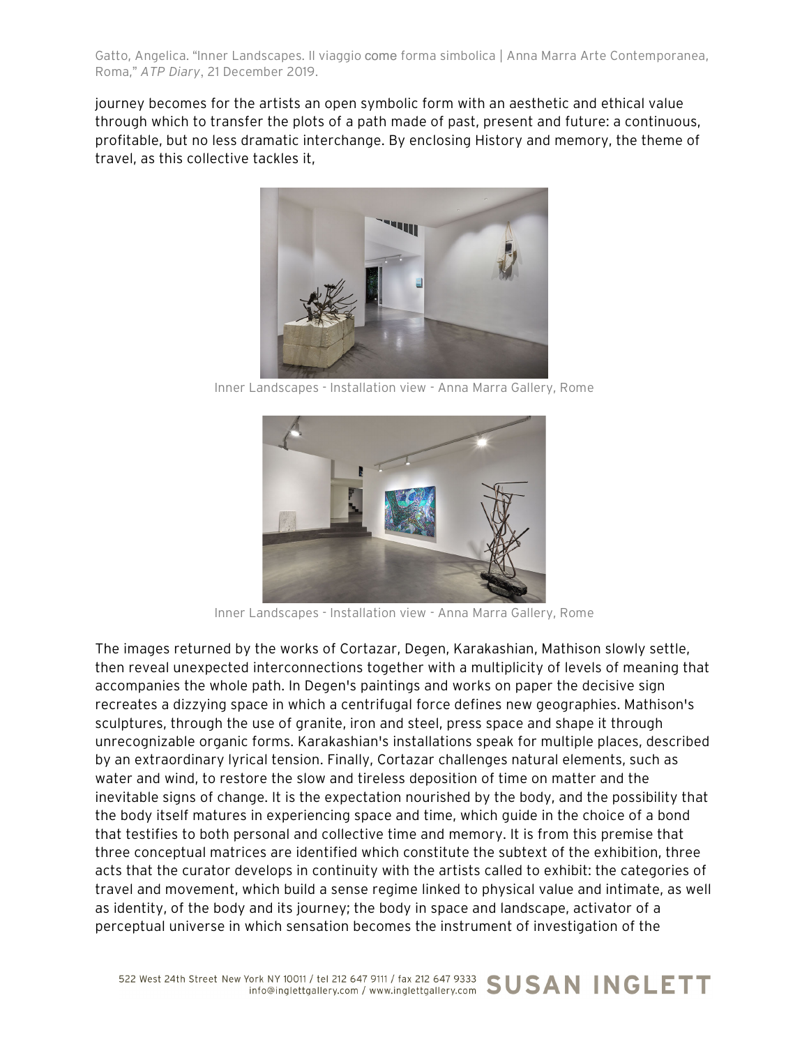journey becomes for the artists an open symbolic form with an aesthetic and ethical value through which to transfer the plots of a path made of past, present and future: a continuous, profitable, but no less dramatic interchange. By enclosing History and memory, the theme of travel, as this collective tackles it,

Inner Landscapes - Installation view - Anna Marra Gallery, Rome

Inner Landscapes - Installation view - Anna Marra Gallery, Rome

The images returned by the works of Cortazar, Degen, Karakashian, Mathison slowly settle, then reveal unexpected interconnections together with a multiplicity of levels of meaning that accompanies the whole path. In Degen's paintings and works on paper the decisive sign recreates a dizzying space in which a centrifugal force defines new geographies. Mathison's sculptures, through the use of granite, iron and steel, press space and shape it through unrecognizable organic forms. Karakashian's installations speak for multiple places, described by an extraordinary lyrical tension. Finally, Cortazar challenges natural elements, such as water and wind, to restore the slow and tireless deposition of time on matter and the inevitable signs of change. It is the expectation nourished by the body, and the possibility that the body itself matures in experiencing space and time, which guide in the choice of a bond that testifies to both personal and collective time and memory. It is from this premise that three conceptual matrices are identified which constitute the subtext of the exhibition, three acts that the curator develops in continuity with the artists called to exhibit: the categories of travel and movement, which build a sense regime linked to physical value and intimate, as well as identity, of the body and its journey; the body in space and landscape, activator of a perceptual universe in which sensation becomes the instrument of investigation of the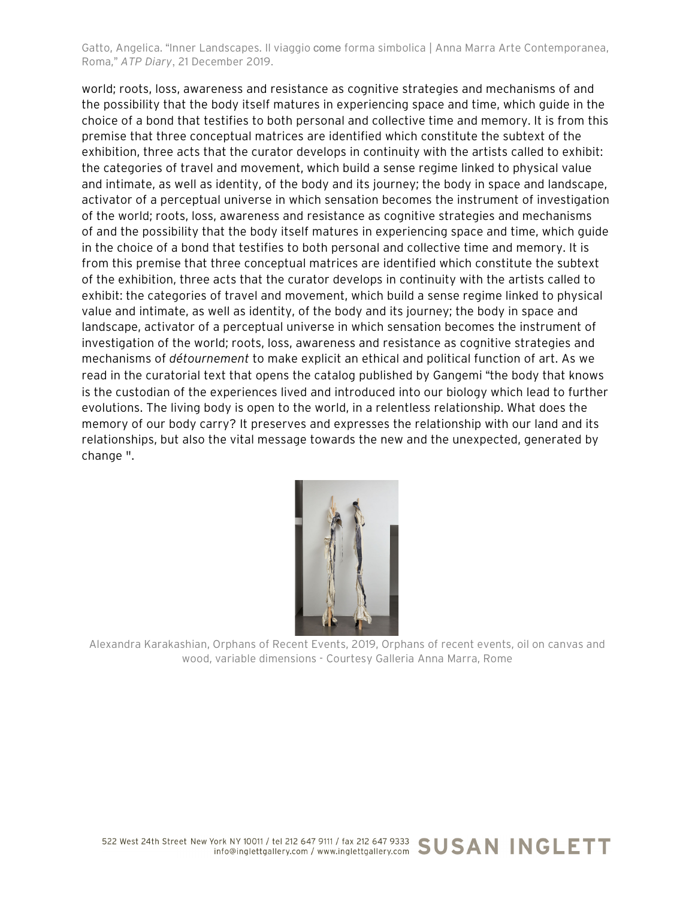world; roots, loss, awareness and resistance as cognitive strategies and mechanisms of and the possibility that the body itself matures in experiencing space and time, which guide in the choice of a bond that testifies to both personal and collective time and memory. It is from this premise that three conceptual matrices are identified which constitute the subtext of the exhibition, three acts that the curator develops in continuity with the artists called to exhibit: the categories of travel and movement, which build a sense regime linked to physical value and intimate, as well as identity, of the body and its journey; the body in space and landscape, activator of a perceptual universe in which sensation becomes the instrument of investigation of the world; roots, loss, awareness and resistance as cognitive strategies and mechanisms of and the possibility that the body itself matures in experiencing space and time, which guide in the choice of a bond that testifies to both personal and collective time and memory. It is from this premise that three conceptual matrices are identified which constitute the subtext of the exhibition, three acts that the curator develops in continuity with the artists called to exhibit: the categories of travel and movement, which build a sense regime linked to physical value and intimate, as well as identity, of the body and its journey; the body in space and landscape, activator of a perceptual universe in which sensation becomes the instrument of investigation of the world; roots, loss, awareness and resistance as cognitive strategies and mechanisms of *détournement* to make explicit an ethical and political function of art. As we read in the curatorial text that opens the catalog published by Gangemi "the body that knows is the custodian of the experiences lived and introduced into our biology which lead to further evolutions. The living body is open to the world, in a relentless relationship. What does the memory of our body carry? It preserves and expresses the relationship with our land and its relationships, but also the vital message towards the new and the unexpected, generated by change ".

Alexandra Karakashian, Orphans of Recent Events, 2019, Orphans of recent events, oil on canvas and wood, variable dimensions - Courtesy Galleria Anna Marra, Rome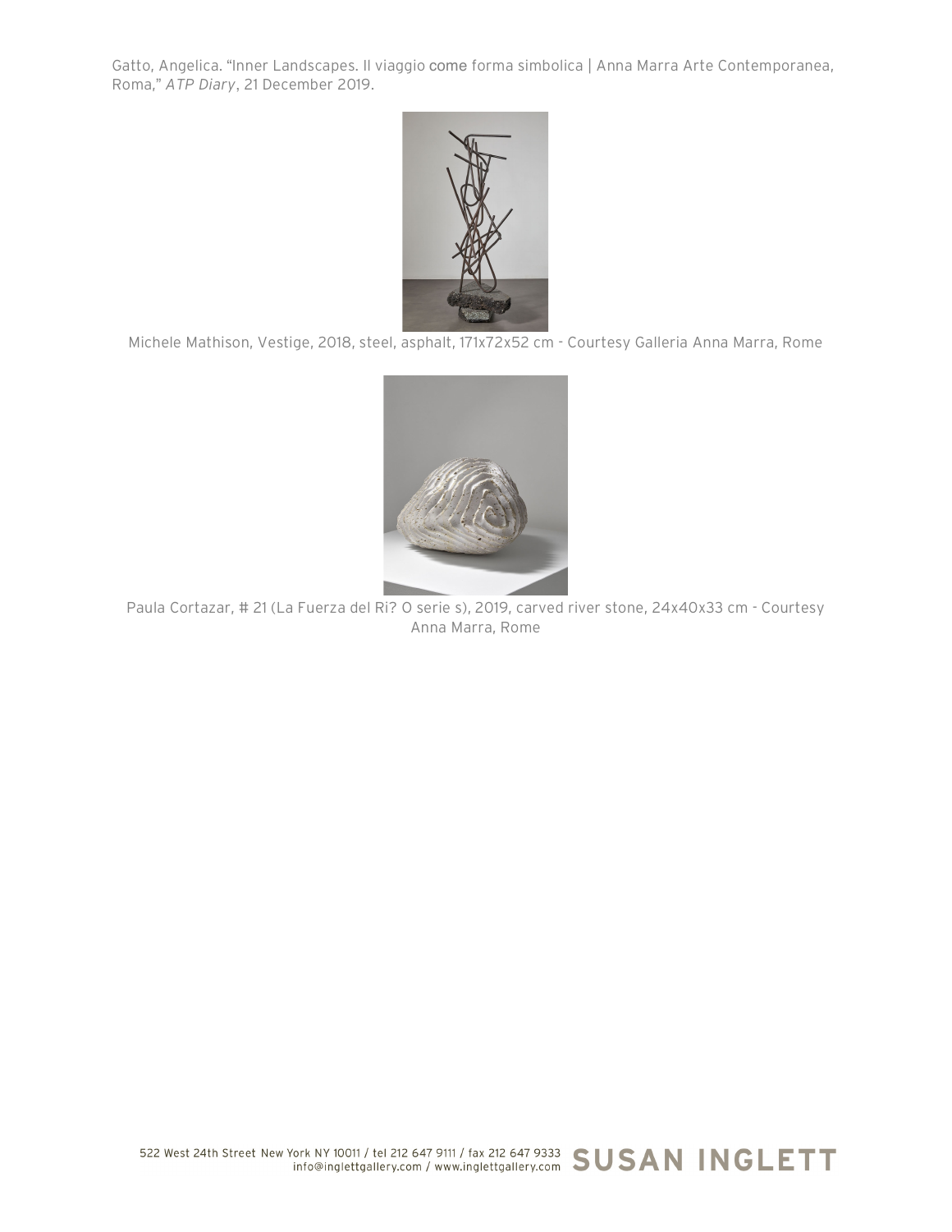Gatto, Angelica. “Inner Landscapes. Il viaggio come forma simbolica | Anna Marra Arte Contemporanea, Roma,” *ATP Diary*, 21 December 2019.

Michele Mathison, Vestige, 2018, steel, asphalt, 171x72x52 cm - Courtesy Galleria Anna Marra, Rome

Paula Cortazar, # 21 (La Fuerza del Ri? O serie s), 2019, carved river stone, 24x40x33 cm - Courtesy Anna Marra, Rome